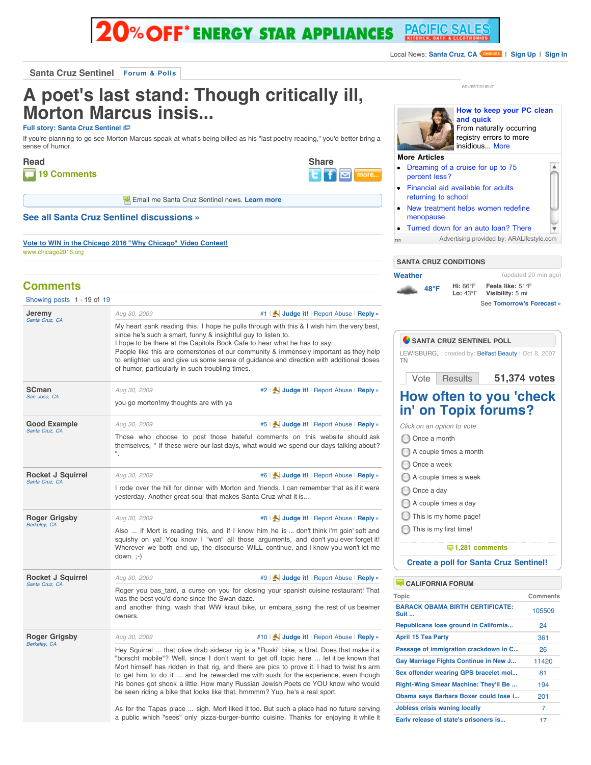20% OFF* ENERGY STAR APPLIANCES — PACIFIC SALES KITCHEN, BATH & ELECTRONICS

Local News: Santa Cruz, CA CHANGE | Sign Up | Sign In

Santa Cruz Sentinel | Forum & Polls

# A poet's last stand: Though critically ill, Morton Marcus insis...

Full story: Santa Cruz Sentinel

If you're planning to go see Morton Marcus speak at what's being billed as his "last poetry reading," you'd better bring a sense of humor.

**Read**

19 Comments

**Share**

more...

Email me Santa Cruz Sentinel news. Learn more

## See all Santa Cruz Sentinel discussions »

Vote to WIN in the Chicago 2016 "Why Chicago" Video Contest!
www.chicago2016.org

## Comments

Showing posts 1 - 19 of 19

**Jeremy**
*Santa Cruz, CA*

Aug 30, 2009 — #1 | Judge it! | Report Abuse | Reply »

My heart sank reading this. I hope he pulls through with this & I wish him the very best, since he's such a smart, funny & insightful guy to listen to.
I hope to be there at the Capitola Book Cafe to hear what he has to say.
People like this are cornerstones of our community & immensely important as they help to enlighten us and give us some sense of guidance and direction with additional doses of humor, particularly in such troubling times.

**SCman**
*San Jose, CA*

Aug 30, 2009 — #2 | Judge it! | Report Abuse | Reply »

you go morton!my thoughts are with ya

**Good Example**
*Santa Cruz, CA*

Aug 30, 2009 — #5 | Judge it! | Report Abuse | Reply »

Those who choose to post those hateful comments on this website should ask themselves, " If these were our last days, what would we spend our days talking about? ".

**Rocket J Squirrel**
*Santa Cruz, CA*

Aug 30, 2009 — #6 | Judge it! | Report Abuse | Reply »

I rode over the hill for dinner with Morton and friends. I can remember that as if it were yesterday. Another great soul that makes Santa Cruz what it is....

**Roger Grigsby**
*Berkeley, CA*

Aug 30, 2009 — #8 | Judge it! | Report Abuse | Reply »

Also ... if Mort is reading this, and if I know him he is ... don't think I'm goin' soft and squishy on ya! You know I "won" all those arguments, and don't you ever forget it! Wherever we both end up, the discourse WILL continue, and I know you won't let me down. ;-)

**Rocket J Squirrel**
*Santa Cruz, CA*

Aug 30, 2009 — #9 | Judge it! | Report Abuse | Reply »

Roger you bas_tard, a curse on you for closing your spanish cuisine restaurant! That was the best you'd done since the Swan daze.
and another thing, wash that WW kraut bike, ur embara_ssing the rest of us beemer owners.

**Roger Grigsby**
*Berkeley, CA*

Aug 30, 2009 — #10 | Judge it! | Report Abuse | Reply »

Hey Squirrel ... that olive drab sidecar rig is a "Ruski" bike, a Ural. Does that make it a "borscht mobile"? Well, since I don't want to get off topic here ... let it be known that Mort himself has ridden in that rig, and there are pics to prove it. I had to twist his arm to get him to do it ... and he rewarded me with sushi for the experience, even though his bones got shook a little. How many Russian Jewish Poets do YOU know who would be seen riding a bike that looks like that, hmmmm? Yup, he's a real sport.

As for the Tapas place ... sigh. Mort liked it too. But such a place had no future serving a public which "sees" only pizza-burger-burrito cuisine. Thanks for enjoying it while it

---

ADVERTISMENT

**How to keep your PC clean and quick**
From naturally occurring registry errors to more insidious... More

**More Articles**

- Dreaming of a cruise for up to 75 percent less?
- Financial aid available for adults returning to school
- New treatment helps women redefine menopause
- Turned down for an auto loan? There

Advertising provided by: ARALifestyle.com

### SANTA CRUZ CONDITIONS

**Weather** (updated 20 min ago)

48°F — Hi: 66°F Lo: 43°F — Feels like: 51°F Visibility: 5 mi

See Tomorrow's Forecast »

### SANTA CRUZ SENTINEL POLL

LEWISBURG, TN — created by: Belfast Beauty | Oct 8, 2007

Vote | Results — 51,374 votes

## How often to you 'check in' on Topix forums?

*Click on an option to vote*

- Once a month
- A couple times a month
- Once a week
- A couple times a week
- Once a day
- A couple times a day
- This is my home page!
- This is my first time!

1,281 comments

Create a poll for Santa Cruz Sentinel!

### CALIFORNIA FORUM

| Topic | Comments |
|---|---|
| BARACK OBAMA BIRTH CERTIFICATE: Suit ... | 105509 |
| Republicans lose ground in California... | 24 |
| April 15 Tea Party | 361 |
| Passage of immigration crackdown in C... | 26 |
| Gay Marriage Fights Continue in New J... | 11420 |
| Sex offender wearing GPS bracelet mol... | 81 |
| Right-Wing Smear Machine: They'll Be ... | 194 |
| Obama says Barbara Boxer could lose i... | 201 |
| Jobless crisis waning locally | 7 |
| Early release of state's prisoners is... | 17 |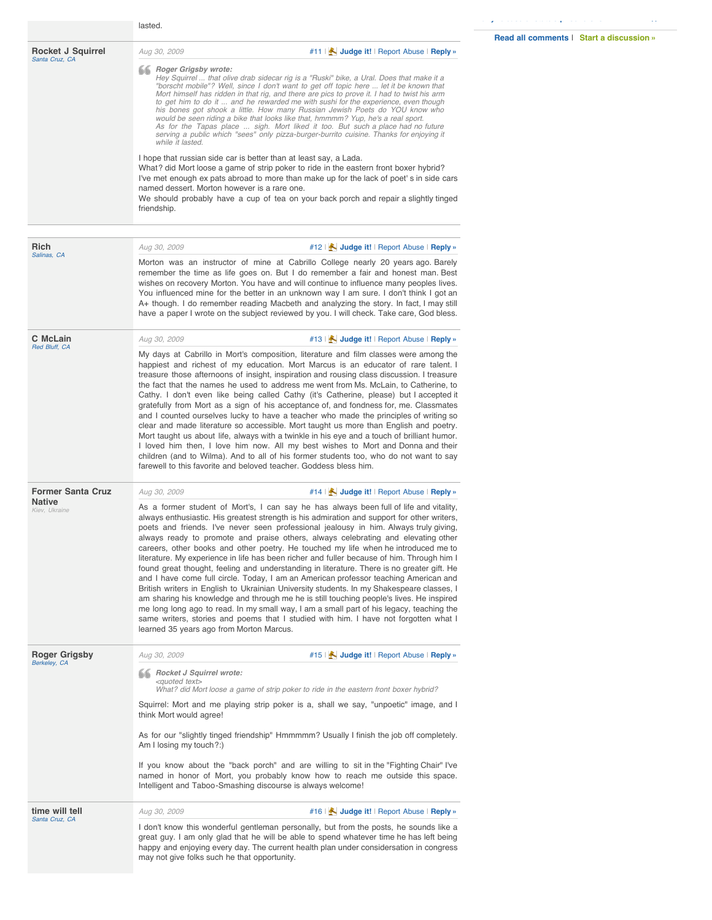lasted.

Read all comments | Start a discussion »

---

**Rocket J Squirrel**
*Santa Cruz, CA*

Aug 30, 2009 — #11 | Judge it! | Report Abuse | Reply »

> **Roger Grigsby wrote:**
> *Hey Squirrel ... that olive drab sidecar rig is a "Ruski" bike, a Ural. Does that make it a "borscht mobile"? Well, since I don't want to get off topic here ... let it be known that Mort himself has ridden in that rig, and there are pics to prove it. I had to twist his arm to get him to do it ... and he rewarded me with sushi for the experience, even though his bones got shook a little. How many Russian Jewish Poets do YOU know who would be seen riding a bike that looks like that, hmmmm? Yup, he's a real sport.*
> *As for the Tapas place ... sigh. Mort liked it too. But such a place had no future serving a public which "sees" only pizza-burger-burrito cuisine. Thanks for enjoying it while it lasted.*

I hope that russian side car is better than at least say, a Lada.
What? did Mort loose a game of strip poker to ride in the eastern front boxer hybrid?
I've met enough ex pats abroad to more than make up for the lack of poet' s in side cars named dessert. Morton however is a rare one.
We should probably have a cup of tea on your back porch and repair a slightly tinged friendship.

---

**Rich**
*Salinas, CA*

Aug 30, 2009 — #12 | Judge it! | Report Abuse | Reply »

Morton was an instructor of mine at Cabrillo College nearly 20 years ago. Barely remember the time as life goes on. But I do remember a fair and honest man. Best wishes on recovery Morton. You have and will continue to influence many peoples lives. You influenced mine for the better in an unknown way I am sure. I don't think I got an A+ though. I do remember reading Macbeth and analyzing the story. In fact, I may still have a paper I wrote on the subject reviewed by you. I will check. Take care, God bless.

---

**C McLain**
*Red Bluff, CA*

Aug 30, 2009 — #13 | Judge it! | Report Abuse | Reply »

My days at Cabrillo in Mort's composition, literature and film classes were among the happiest and richest of my education. Mort Marcus is an educator of rare talent. I treasure those afternoons of insight, inspiration and rousing class discussion. I treasure the fact that the names he used to address me went from Ms. McLain, to Catherine, to Cathy. I don't even like being called Cathy (it's Catherine, please) but I accepted it gratefully from Mort as a sign of his acceptance of, and fondness for, me. Classmates and I counted ourselves lucky to have a teacher who made the principles of writing so clear and made literature so accessible. Mort taught us more than English and poetry. Mort taught us about life, always with a twinkle in his eye and a touch of brilliant humor. I loved him then, I love him now. All my best wishes to Mort and Donna and their children (and to Wilma). And to all of his former students too, who do not want to say farewell to this favorite and beloved teacher. Goddess bless him.

---

**Former Santa Cruz Native**
*Kiev, Ukraine*

Aug 30, 2009 — #14 | Judge it! | Report Abuse | Reply »

As a former student of Mort's, I can say he has always been full of life and vitality, always enthusiastic. His greatest strength is his admiration and support for other writers, poets and friends. I've never seen professional jealousy in him. Always truly giving, always ready to promote and praise others, always celebrating and elevating other careers, other books and other poetry. He touched my life when he introduced me to literature. My experience in life has been richer and fuller because of him. Through him I found great thought, feeling and understanding in literature. There is no greater gift. He and I have come full circle. Today, I am an American professor teaching American and British writers in English to Ukrainian University students. In my Shakespeare classes, I am sharing his knowledge and through me he is still touching people's lives. He inspired me long long ago to read. In my small way, I am a small part of his legacy, teaching the same writers, stories and poems that I studied with him. I have not forgotten what I learned 35 years ago from Morton Marcus.

---

**Roger Grigsby**
*Berkeley, CA*

Aug 30, 2009 — #15 | Judge it! | Report Abuse | Reply »

> **Rocket J Squirrel wrote:**
> *<quoted text>*
> *What? did Mort loose a game of strip poker to ride in the eastern front boxer hybrid?*

Squirrel: Mort and me playing strip poker is a, shall we say, "unpoetic" image, and I think Mort would agree!

As for our "slightly tinged friendship" Hmmmmm? Usually I finish the job off completely. Am I losing my touch?:)

If you know about the "back porch" and are willing to sit in the "Fighting Chair" I've named in honor of Mort, you probably know how to reach me outside this space. Intelligent and Taboo-Smashing discourse is always welcome!

---

**time will tell**
*Santa Cruz, CA*

Aug 30, 2009 — #16 | Judge it! | Report Abuse | Reply »

I don't know this wonderful gentleman personally, but from the posts, he sounds like a great guy. I am only glad that he will be able to spend whatever time he has left being happy and enjoying every day. The current health plan under considersation in congress may not give folks such he that opportunity.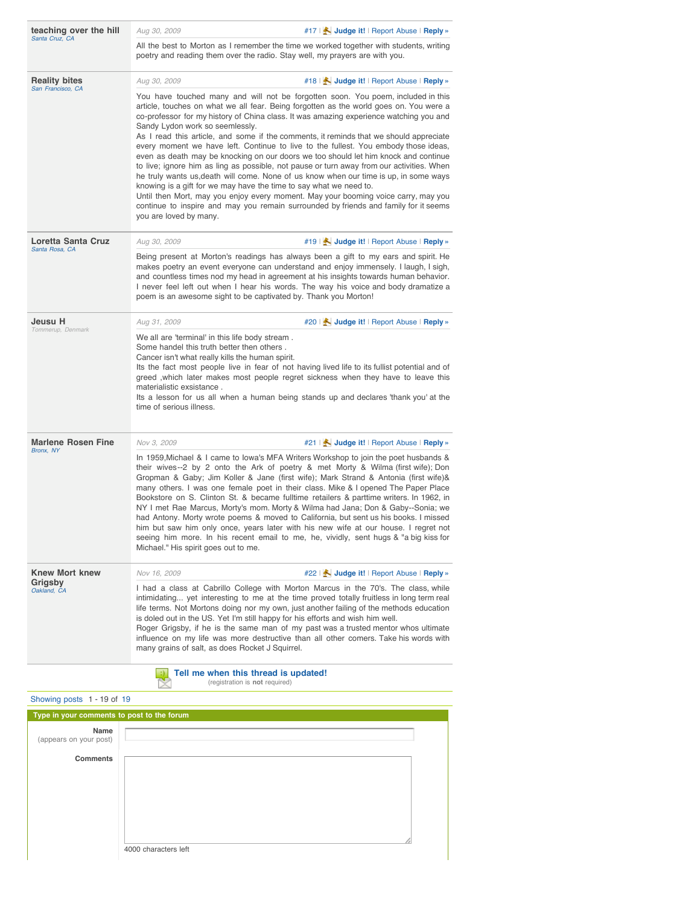**teaching over the hill**
*Santa Cruz, CA*

*Aug 30, 2009* #17 | Judge it! | Report Abuse | Reply »

All the best to Morton as I remember the time we worked together with students, writing poetry and reading them over the radio. Stay well, my prayers are with you.

---

**Reality bites**
*San Francisco, CA*

*Aug 30, 2009* #18 | Judge it! | Report Abuse | Reply »

You have touched many and will not be forgotten soon. You poem, included in this article, touches on what we all fear. Being forgotten as the world goes on. You were a co-professor for my history of China class. It was amazing experience watching you and Sandy Lydon work so seemlessly.
As I read this article, and some if the comments, it reminds that we should appreciate every moment we have left. Continue to live to the fullest. You embody those ideas, even as death may be knocking on our doors we too should let him knock and continue to live; ignore him as ling as possible, not pause or turn away from our activities. When he truly wants us,death will come. None of us know when our time is up, in some ways knowing is a gift for we may have the time to say what we need to.
Until then Mort, may you enjoy every moment. May your booming voice carry, may you continue to inspire and may you remain surrounded by friends and family for it seems you are loved by many.

---

**Loretta Santa Cruz**
*Santa Rosa, CA*

*Aug 30, 2009* #19 | Judge it! | Report Abuse | Reply »

Being present at Morton's readings has always been a gift to my ears and spirit. He makes poetry an event everyone can understand and enjoy immensely. I laugh, I sigh, and countless times nod my head in agreement at his insights towards human behavior. I never feel left out when I hear his words. The way his voice and body dramatize a poem is an awesome sight to be captivated by. Thank you Morton!

---

**Jeusu H**
*Tommerup, Denmark*

*Aug 31, 2009* #20 | Judge it! | Report Abuse | Reply »

We all are 'terminal' in this life body stream .
Some handel this truth better then others .
Cancer isn't what really kills the human spirit.
Its the fact most people live in fear of not having lived life to its fullist potential and of greed ,which later makes most people regret sickness when they have to leave this materialistic exsistance .
Its a lesson for us all when a human being stands up and declares 'thank you' at the time of serious illness.

---

**Marlene Rosen Fine**
*Bronx, NY*

*Nov 3, 2009* #21 | Judge it! | Report Abuse | Reply »

In 1959,Michael & I came to Iowa's MFA Writers Workshop to join the poet husbands & their wives--2 by 2 onto the Ark of poetry & met Morty & Wilma (first wife); Don Gropman & Gaby; Jim Koller & Jane (first wife); Mark Strand & Antonia (first wife)& many others. I was one female poet in their class. Mike & I opened The Paper Place Bookstore on S. Clinton St. & became fulltime retailers & parttime writers. In 1962, in NY I met Rae Marcus, Morty's mom. Morty & Wilma had Jana; Don & Gaby--Sonia; we had Antony. Morty wrote poems & moved to California, but sent us his books. I missed him but saw him only once, years later with his new wife at our house. I regret not seeing him more. In his recent email to me, he, vividly, sent hugs & "a big kiss for Michael." His spirit goes out to me.

---

**Knew Mort knew Grigsby**
*Oakland, CA*

*Nov 16, 2009* #22 | Judge it! | Report Abuse | Reply »

I had a class at Cabrillo College with Morton Marcus in the 70's. The class, while intimidating... yet interesting to me at the time proved totally fruitless in long term real life terms. Not Mortons doing nor my own, just another failing of the methods education is doled out in the US. Yet I'm still happy for his efforts and wish him well.
Roger Grigsby, if he is the same man of my past was a trusted mentor whos ultimate influence on my life was more destructive than all other comers. Take his words with many grains of salt, as does Rocket J Squirrel.

---

**Tell me when this thread is updated!**
(registration is **not** required)

Showing posts 1 - 19 of 19

**Type in your comments to post to the forum**

**Name**
(appears on your post)

**Comments**

4000 characters left